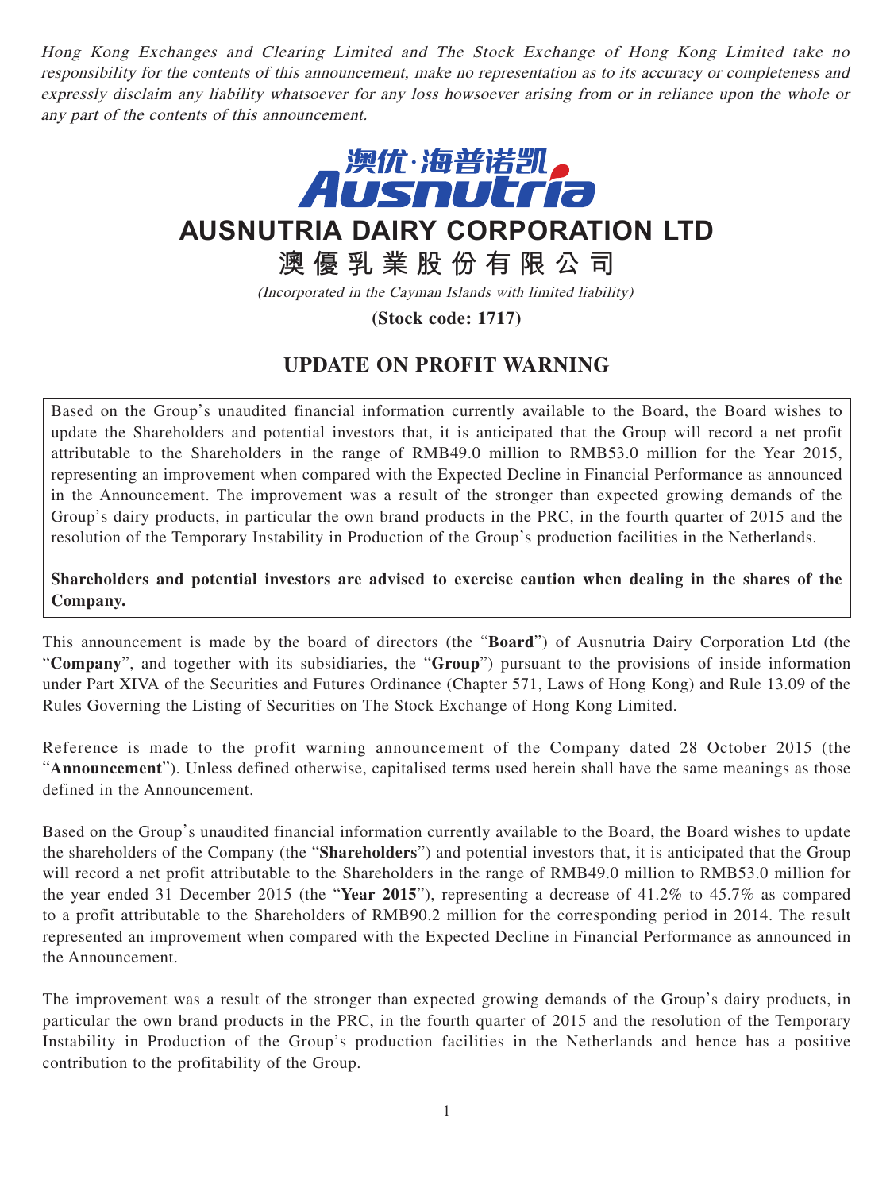*Hong Kong Exchanges and Clearing Limited and The Stock Exchange of Hong Kong Limited take no responsibility for the contents of this announcement, make no representation as to its accuracy or completeness and expressly disclaim any liability whatsoever for any loss howsoever arising from or in reliance upon the whole or any part of the contents of this announcement.*

# AUSNUTRIA DAIRY CORPORATION LTD

# 澳優乳業股份有限公司

*(Incorporated in the Cayman Islands with limited liability)*

**(Stock code: 1717)**

## UPDATE ON PROFIT WARNING

Based on the Group's unaudited financial information currently available to the Board, the Board wishes to update the Shareholders and potential investors that, it is anticipated that the Group will record a net profit attributable to the Shareholders in the range of RMB49.0 million to RMB53.0 million for the Year 2015, representing an improvement when compared with the Expected Decline in Financial Performance as announced in the Announcement. The improvement was a result of the stronger than expected growing demands of the Group's dairy products, in particular the own brand products in the PRC, in the fourth quarter of 2015 and the resolution of the Temporary Instability in Production of the Group's production facilities in the Netherlands.

**Shareholders and potential investors are advised to exercise caution when dealing in the shares of the Company.**

This announcement is made by the board of directors (the "**Board**") of Ausnutria Dairy Corporation Ltd (the "**Company**", and together with its subsidiaries, the "**Group**") pursuant to the provisions of inside information under Part XIVA of the Securities and Futures Ordinance (Chapter 571, Laws of Hong Kong) and Rule 13.09 of the Rules Governing the Listing of Securities on The Stock Exchange of Hong Kong Limited.

Reference is made to the profit warning announcement of the Company dated 28 October 2015 (the "**Announcement**"). Unless defined otherwise, capitalised terms used herein shall have the same meanings as those defined in the Announcement.

Based on the Group's unaudited financial information currently available to the Board, the Board wishes to update the shareholders of the Company (the "**Shareholders**") and potential investors that, it is anticipated that the Group will record a net profit attributable to the Shareholders in the range of RMB49.0 million to RMB53.0 million for the year ended 31 December 2015 (the "**Year 2015**"), representing a decrease of 41.2% to 45.7% as compared to a profit attributable to the Shareholders of RMB90.2 million for the corresponding period in 2014. The result represented an improvement when compared with the Expected Decline in Financial Performance as announced in the Announcement.

The improvement was a result of the stronger than expected growing demands of the Group's dairy products, in particular the own brand products in the PRC, in the fourth quarter of 2015 and the resolution of the Temporary Instability in Production of the Group's production facilities in the Netherlands and hence has a positive contribution to the profitability of the Group.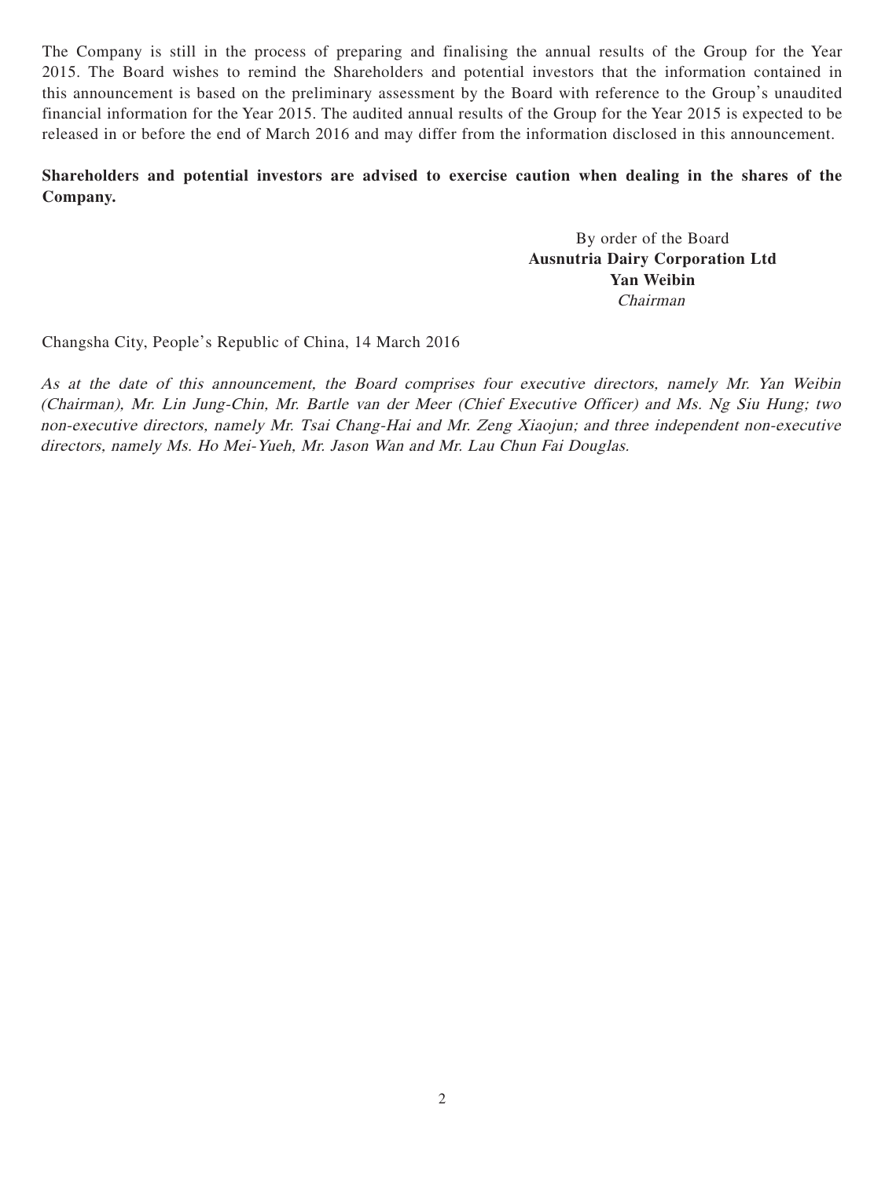The Company is still in the process of preparing and finalising the annual results of the Group for the Year 2015. The Board wishes to remind the Shareholders and potential investors that the information contained in this announcement is based on the preliminary assessment by the Board with reference to the Group's unaudited financial information for the Year 2015. The audited annual results of the Group for the Year 2015 is expected to be released in or before the end of March 2016 and may differ from the information disclosed in this announcement.

**Shareholders and potential investors are advised to exercise caution when dealing in the shares of the Company.**

By order of the Board
**Ausnutria Dairy Corporation Ltd**
**Yan Weibin**
*Chairman*

Changsha City, People's Republic of China, 14 March 2016

*As at the date of this announcement, the Board comprises four executive directors, namely Mr. Yan Weibin (Chairman), Mr. Lin Jung-Chin, Mr. Bartle van der Meer (Chief Executive Officer) and Ms. Ng Siu Hung; two non-executive directors, namely Mr. Tsai Chang-Hai and Mr. Zeng Xiaojun; and three independent non-executive directors, namely Ms. Ho Mei-Yueh, Mr. Jason Wan and Mr. Lau Chun Fai Douglas.*